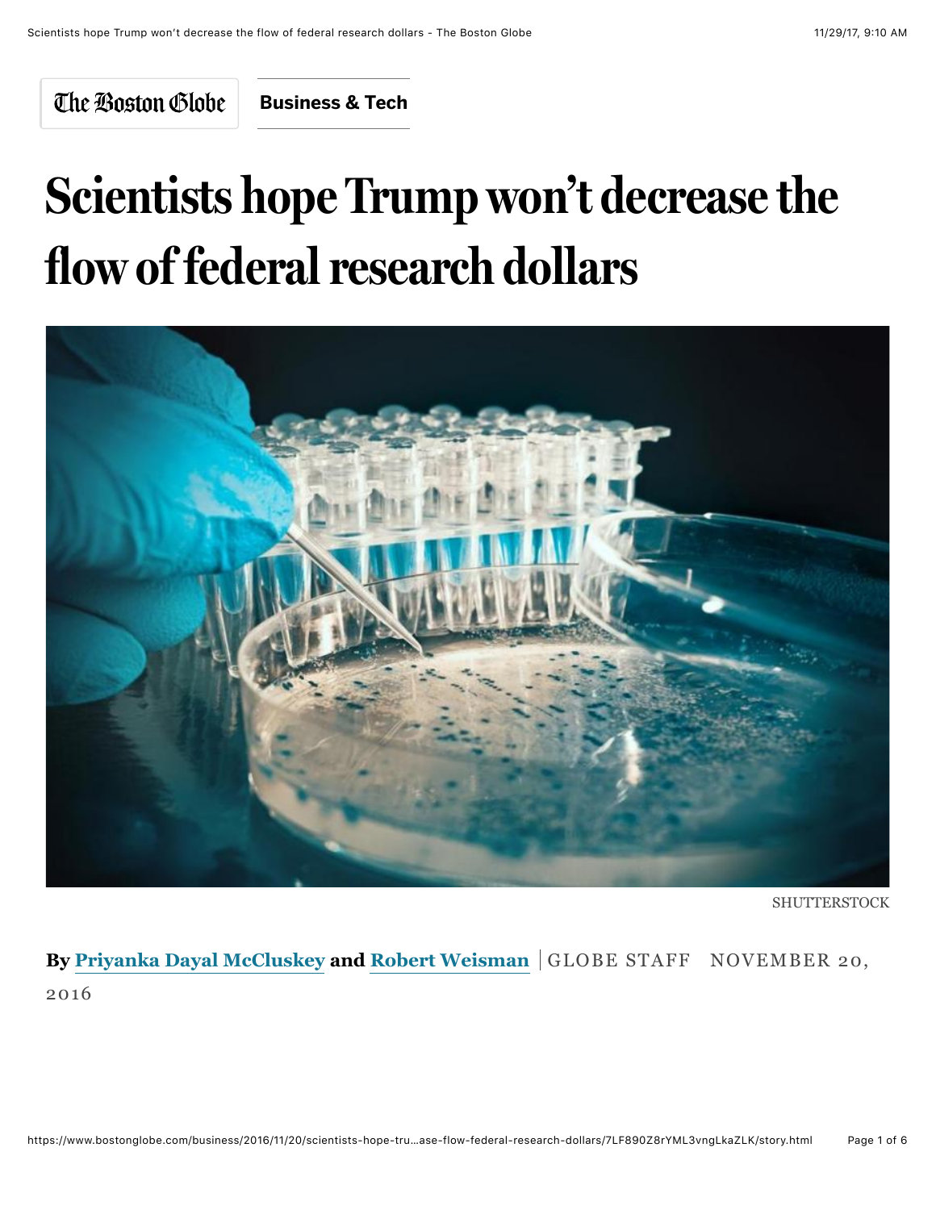The Boston Globe | **Business & Tech**

# Scientists hope Trump won't decrease the flow of federal research dollars

SHUTTERSTOCK

**By Priyanka Dayal McCluskey and Robert Weisman** | GLOBE STAFF NOVEMBER 20, 2016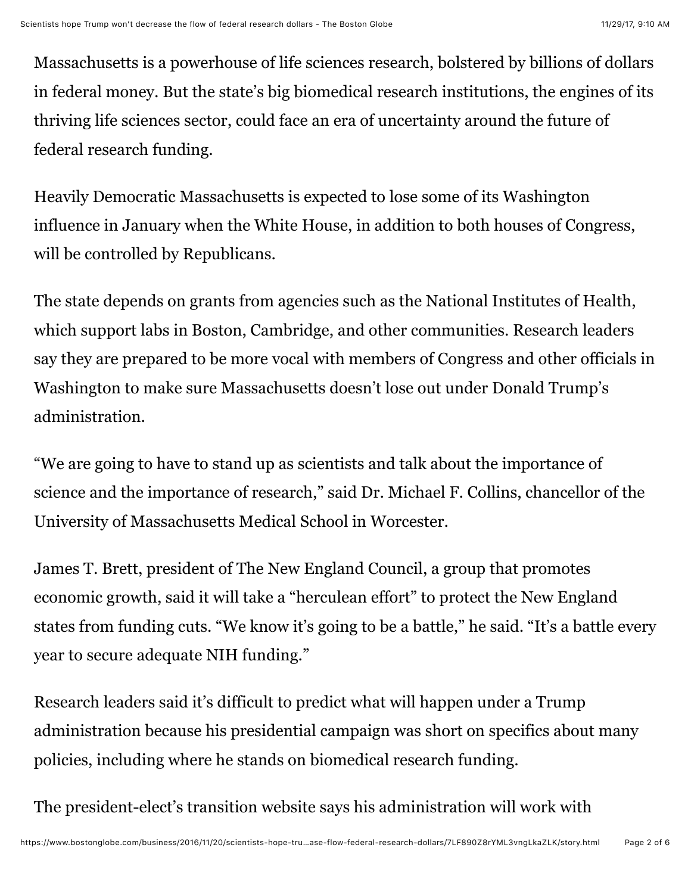Massachusetts is a powerhouse of life sciences research, bolstered by billions of dollars in federal money. But the state's big biomedical research institutions, the engines of its thriving life sciences sector, could face an era of uncertainty around the future of federal research funding.

Heavily Democratic Massachusetts is expected to lose some of its Washington influence in January when the White House, in addition to both houses of Congress, will be controlled by Republicans.

The state depends on grants from agencies such as the National Institutes of Health, which support labs in Boston, Cambridge, and other communities. Research leaders say they are prepared to be more vocal with members of Congress and other officials in Washington to make sure Massachusetts doesn't lose out under Donald Trump's administration.

"We are going to have to stand up as scientists and talk about the importance of science and the importance of research," said Dr. Michael F. Collins, chancellor of the University of Massachusetts Medical School in Worcester.

James T. Brett, president of The New England Council, a group that promotes economic growth, said it will take a "herculean effort" to protect the New England states from funding cuts. "We know it's going to be a battle," he said. "It's a battle every year to secure adequate NIH funding."

Research leaders said it's difficult to predict what will happen under a Trump administration because his presidential campaign was short on specifics about many policies, including where he stands on biomedical research funding.

The president-elect's transition website says his administration will work with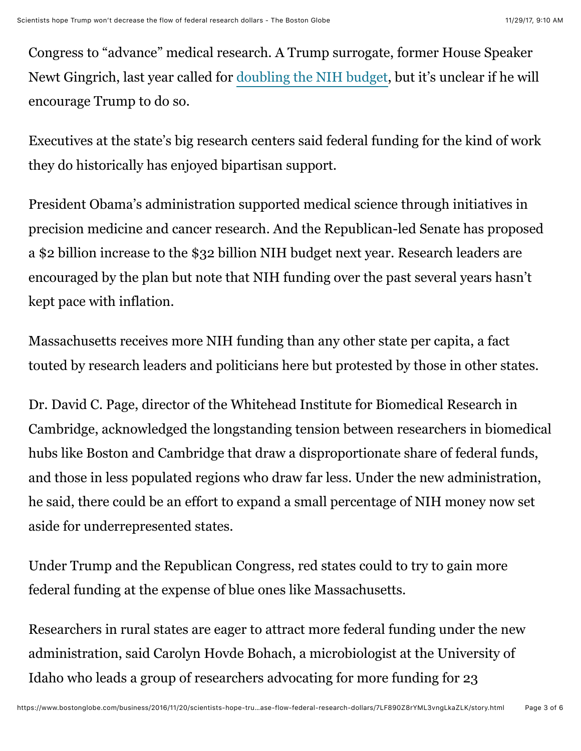Congress to "advance" medical research. A Trump surrogate, former House Speaker Newt Gingrich, last year called for doubling the NIH budget, but it's unclear if he will encourage Trump to do so.

Executives at the state's big research centers said federal funding for the kind of work they do historically has enjoyed bipartisan support.

President Obama's administration supported medical science through initiatives in precision medicine and cancer research. And the Republican-led Senate has proposed a $2 billion increase to the $32 billion NIH budget next year. Research leaders are encouraged by the plan but note that NIH funding over the past several years hasn't kept pace with inflation.

Massachusetts receives more NIH funding than any other state per capita, a fact touted by research leaders and politicians here but protested by those in other states.

Dr. David C. Page, director of the Whitehead Institute for Biomedical Research in Cambridge, acknowledged the longstanding tension between researchers in biomedical hubs like Boston and Cambridge that draw a disproportionate share of federal funds, and those in less populated regions who draw far less. Under the new administration, he said, there could be an effort to expand a small percentage of NIH money now set aside for underrepresented states.

Under Trump and the Republican Congress, red states could to try to gain more federal funding at the expense of blue ones like Massachusetts.

Researchers in rural states are eager to attract more federal funding under the new administration, said Carolyn Hovde Bohach, a microbiologist at the University of Idaho who leads a group of researchers advocating for more funding for 23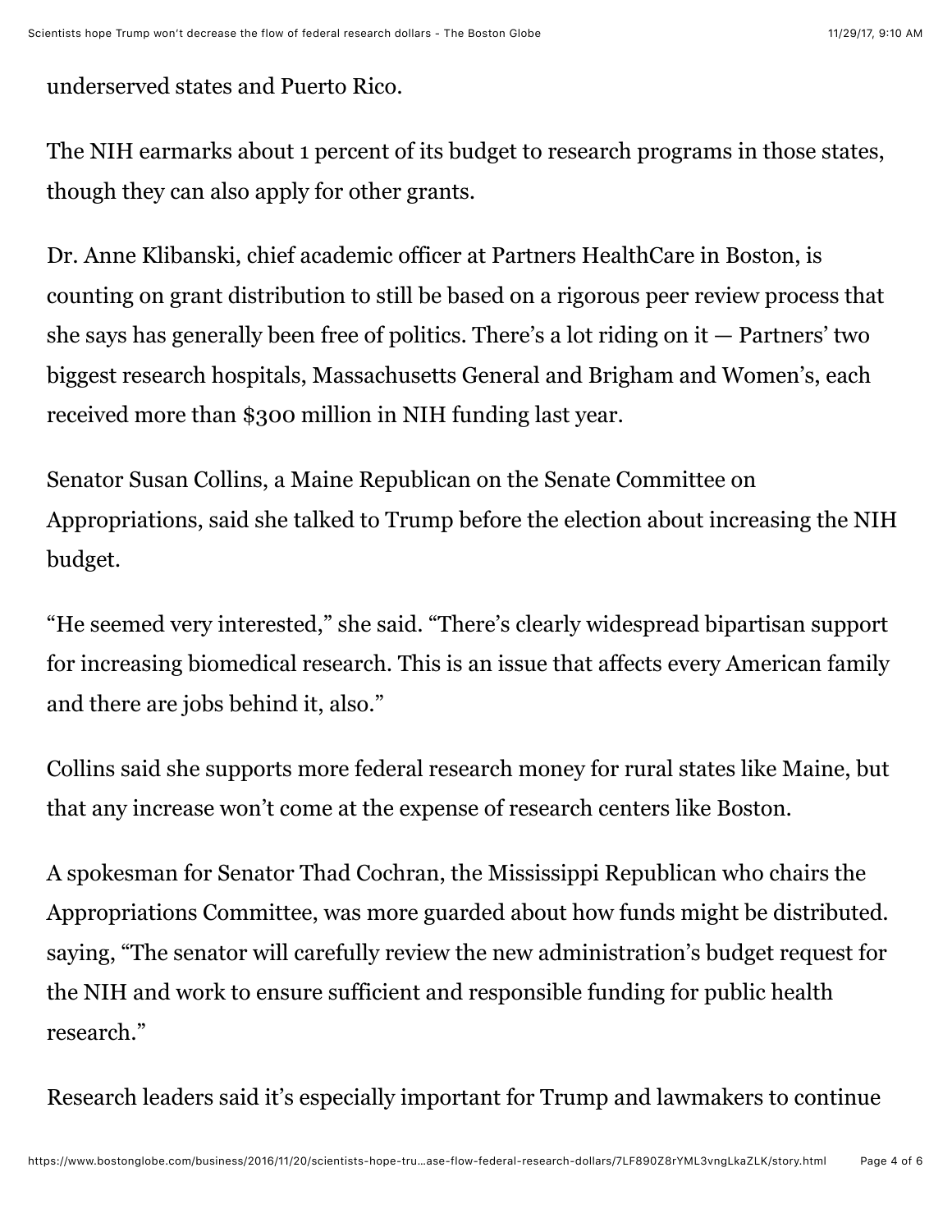underserved states and Puerto Rico.

The NIH earmarks about 1 percent of its budget to research programs in those states, though they can also apply for other grants.

Dr. Anne Klibanski, chief academic officer at Partners HealthCare in Boston, is counting on grant distribution to still be based on a rigorous peer review process that she says has generally been free of politics. There's a lot riding on it — Partners' two biggest research hospitals, Massachusetts General and Brigham and Women's, each received more than $300 million in NIH funding last year.

Senator Susan Collins, a Maine Republican on the Senate Committee on Appropriations, said she talked to Trump before the election about increasing the NIH budget.

"He seemed very interested," she said. "There's clearly widespread bipartisan support for increasing biomedical research. This is an issue that affects every American family and there are jobs behind it, also."

Collins said she supports more federal research money for rural states like Maine, but that any increase won't come at the expense of research centers like Boston.

A spokesman for Senator Thad Cochran, the Mississippi Republican who chairs the Appropriations Committee, was more guarded about how funds might be distributed. saying, "The senator will carefully review the new administration's budget request for the NIH and work to ensure sufficient and responsible funding for public health research."

Research leaders said it's especially important for Trump and lawmakers to continue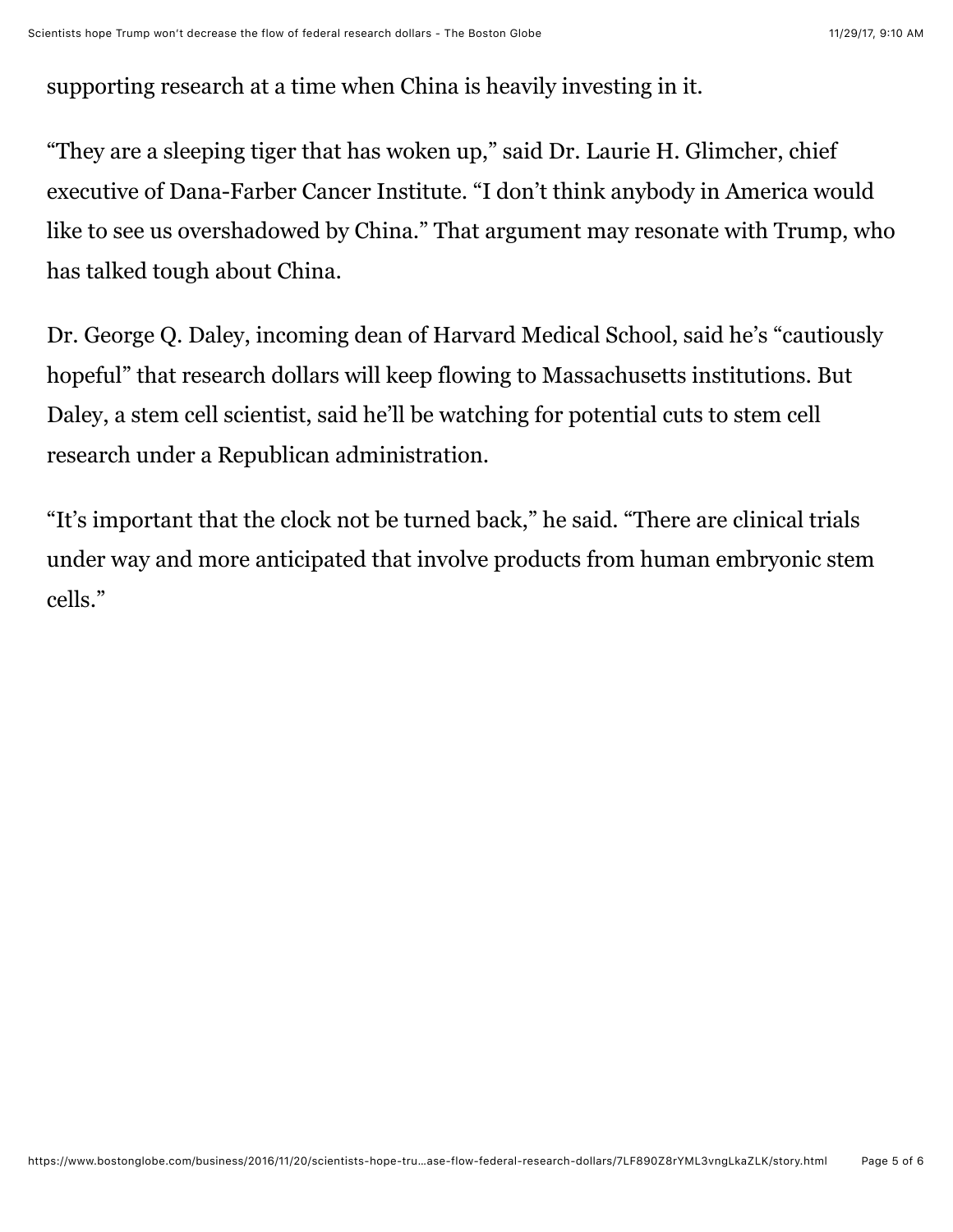supporting research at a time when China is heavily investing in it.

“They are a sleeping tiger that has woken up,” said Dr. Laurie H. Glimcher, chief executive of Dana-Farber Cancer Institute. “I don’t think anybody in America would like to see us overshadowed by China.” That argument may resonate with Trump, who has talked tough about China.

Dr. George Q. Daley, incoming dean of Harvard Medical School, said he’s “cautiously hopeful” that research dollars will keep flowing to Massachusetts institutions. But Daley, a stem cell scientist, said he’ll be watching for potential cuts to stem cell research under a Republican administration.

“It’s important that the clock not be turned back,” he said. “There are clinical trials under way and more anticipated that involve products from human embryonic stem cells.”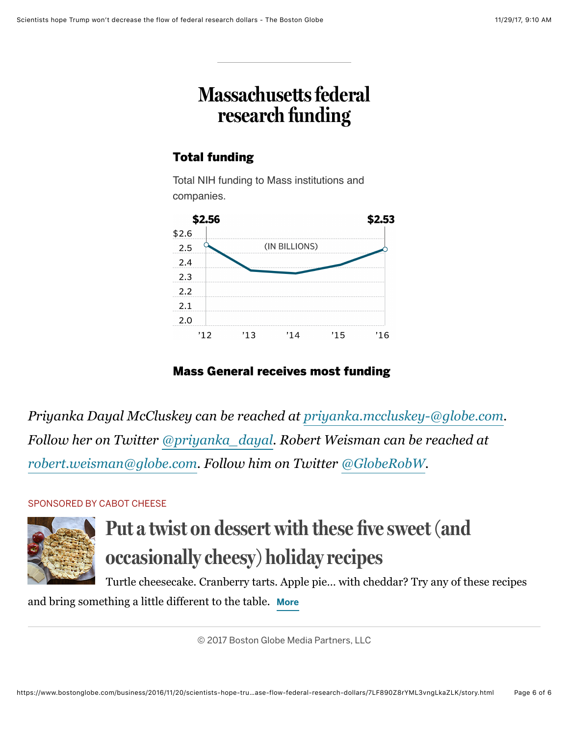# Massachusetts federal research funding

### Total funding

Total NIH funding to Mass institutions and companies.

$2.56

$2.53

(IN BILLIONS)

$2.6
2.5
2.4
2.3
2.2
2.1
2.0

'12 '13 '14 '15 '16

### Mass General receives most funding

*Priyanka Dayal McCluskey can be reached at [priyanka.mccluskey-@globe.com](mailto:priyanka.mccluskey-@globe.com). Follow her on Twitter [@priyanka_dayal](https://twitter.com/priyanka_dayal). Robert Weisman can be reached at [robert.weisman@globe.com](mailto:robert.weisman@globe.com). Follow him on Twitter [@GlobeRobW](https://twitter.com/GlobeRobW).*

SPONSORED BY CABOT CHEESE

## Put a twist on dessert with these five sweet (and occasionally cheesy) holiday recipes

Turtle cheesecake. Cranberry tarts. Apple pie... with cheddar? Try any of these recipes and bring something a little different to the table. **More**

© 2017 Boston Globe Media Partners, LLC